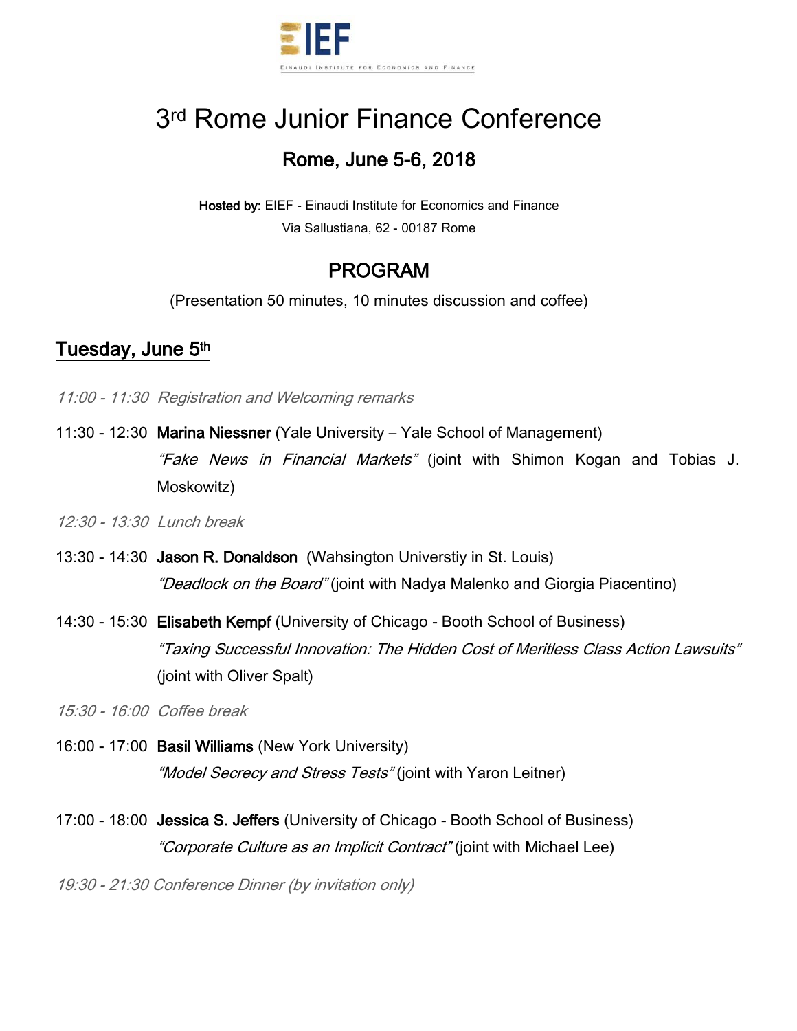EIEF

Einaudi Institute for Economics and Finance

# 3rd Rome Junior Finance Conference

## Rome, June 5-6, 2018

**Hosted by:** EIEF - Einaudi Institute for Economics and Finance
Via Sallustiana, 62 - 00187 Rome

## PROGRAM

(Presentation 50 minutes, 10 minutes discussion and coffee)

## Tuesday, June 5th

*11:00 - 11:30 Registration and Welcoming remarks*

11:30 - 12:30 **Marina Niessner** (Yale University – Yale School of Management)
*"Fake News in Financial Markets"* (joint with Shimon Kogan and Tobias J. Moskowitz)

*12:30 - 13:30 Lunch break*

13:30 - 14:30 **Jason R. Donaldson** (Wahsington Universtiy in St. Louis)
*"Deadlock on the Board"* (joint with Nadya Malenko and Giorgia Piacentino)

14:30 - 15:30 **Elisabeth Kempf** (University of Chicago - Booth School of Business)
*"Taxing Successful Innovation: The Hidden Cost of Meritless Class Action Lawsuits"* (joint with Oliver Spalt)

*15:30 - 16:00 Coffee break*

16:00 - 17:00 **Basil Williams** (New York University)
*"Model Secrecy and Stress Tests"* (joint with Yaron Leitner)

17:00 - 18:00 **Jessica S. Jeffers** (University of Chicago - Booth School of Business)
*"Corporate Culture as an Implicit Contract"* (joint with Michael Lee)

*19:30 - 21:30 Conference Dinner (by invitation only)*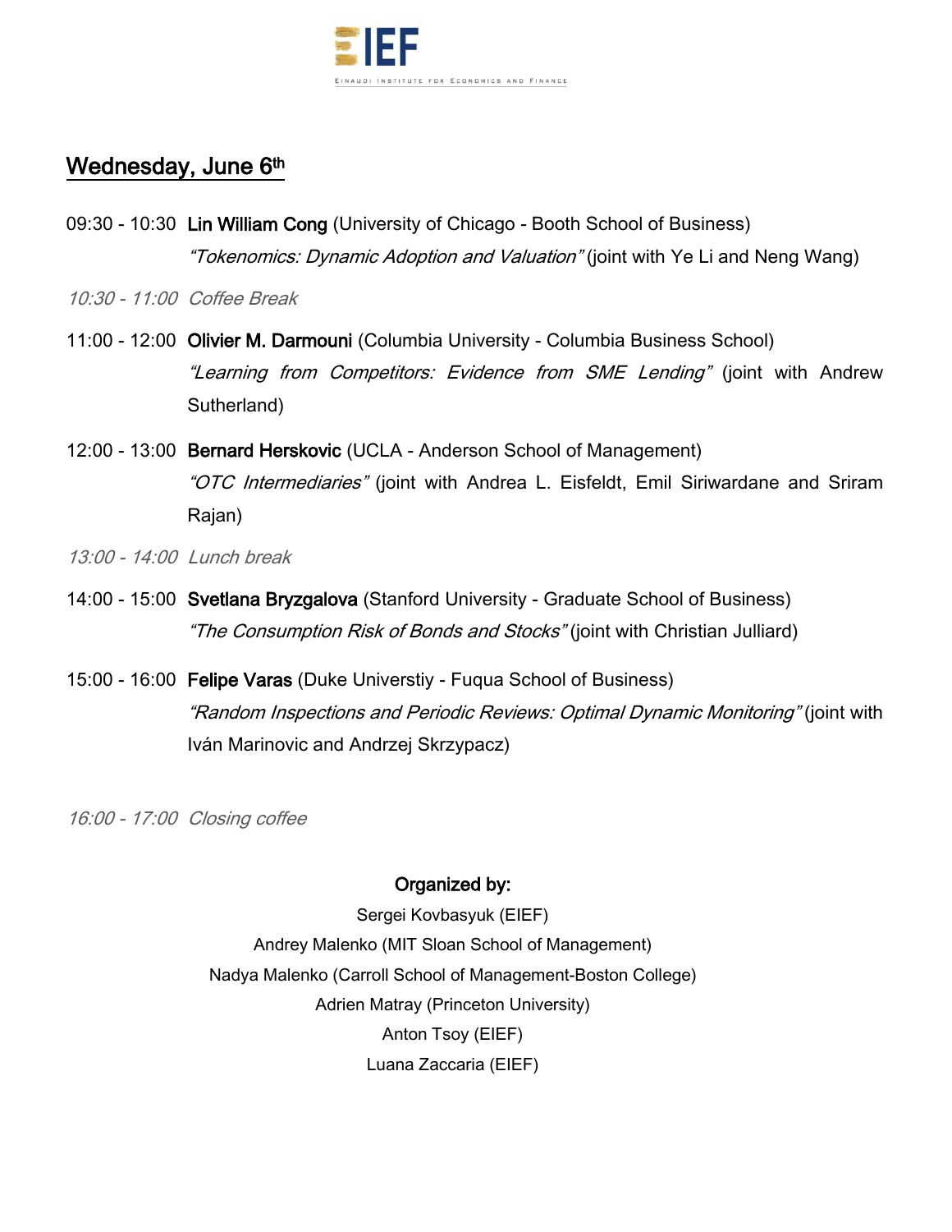EIEF

EINAUDI INSTITUTE FOR ECONOMICS AND FINANCE

## Wednesday, June 6th

09:30 - 10:30 Lin William Cong (University of Chicago - Booth School of Business)
*"Tokenomics: Dynamic Adoption and Valuation"* (joint with Ye Li and Neng Wang)

*10:30 - 11:00 Coffee Break*

11:00 - 12:00 Olivier M. Darmouni (Columbia University - Columbia Business School)
*"Learning from Competitors: Evidence from SME Lending"* (joint with Andrew Sutherland)

12:00 - 13:00 Bernard Herskovic (UCLA - Anderson School of Management)
*"OTC Intermediaries"* (joint with Andrea L. Eisfeldt, Emil Siriwardane and Sriram Rajan)

*13:00 - 14:00 Lunch break*

14:00 - 15:00 Svetlana Bryzgalova (Stanford University - Graduate School of Business)
*"The Consumption Risk of Bonds and Stocks"* (joint with Christian Julliard)

15:00 - 16:00 Felipe Varas (Duke Universtiy - Fuqua School of Business)
*"Random Inspections and Periodic Reviews: Optimal Dynamic Monitoring"* (joint with Iván Marinovic and Andrzej Skrzypacz)

*16:00 - 17:00 Closing coffee*

**Organized by:**

Sergei Kovbasyuk (EIEF)

Andrey Malenko (MIT Sloan School of Management)

Nadya Malenko (Carroll School of Management-Boston College)

Adrien Matray (Princeton University)

Anton Tsoy (EIEF)

Luana Zaccaria (EIEF)